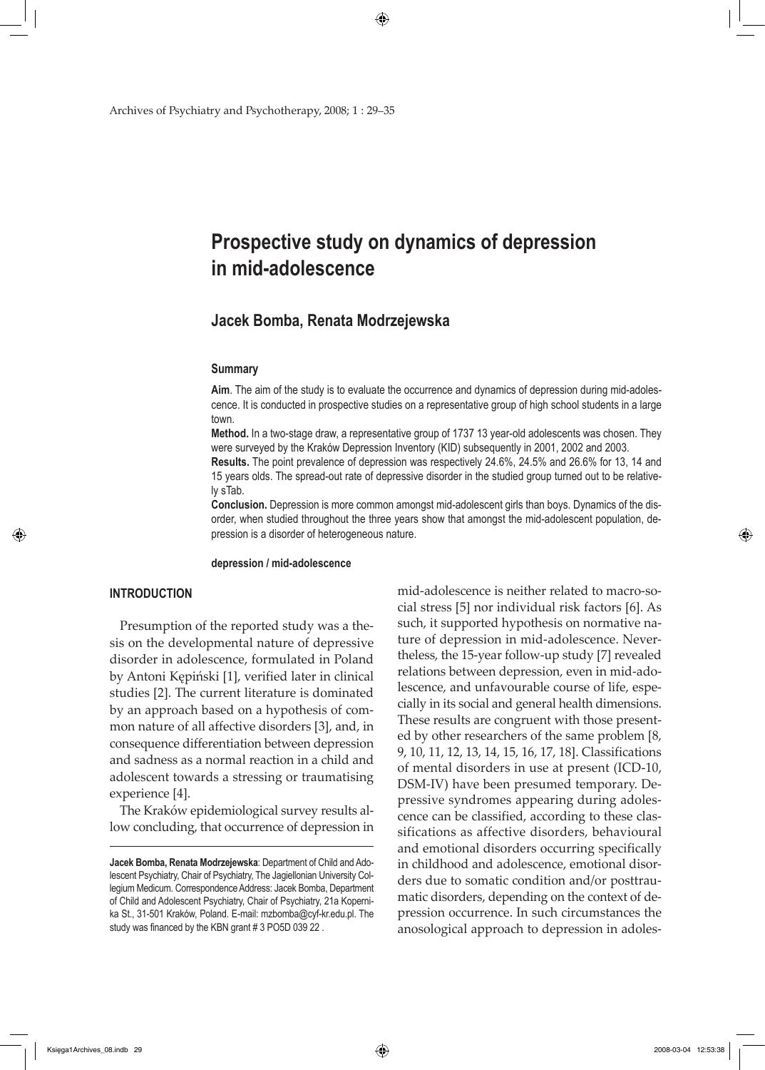# Prospective study on dynamics of depression in mid-adolescence

## Jacek Bomba, Renata Modrzejewska

### Summary

**Aim**. The aim of the study is to evaluate the occurrence and dynamics of depression during mid-adolescence. It is conducted in prospective studies on a representative group of high school students in a large town.

**Method.** In a two-stage draw, a representative group of 1737 13 year-old adolescents was chosen. They were surveyed by the Kraków Depression Inventory (KID) subsequently in 2001, 2002 and 2003.

**Results.** The point prevalence of depression was respectively 24.6%, 24.5% and 26.6% for 13, 14 and 15 years olds. The spread-out rate of depressive disorder in the studied group turned out to be relatively sTab.

**Conclusion.** Depression is more common amongst mid-adolescent girls than boys. Dynamics of the disorder, when studied throughout the three years show that amongst the mid-adolescent population, depression is a disorder of heterogeneous nature.

**depression / mid-adolescence**

### INTRODUCTION

Presumption of the reported study was a thesis on the developmental nature of depressive disorder in adolescence, formulated in Poland by Antoni Kępiński [1], verified later in clinical studies [2]. The current literature is dominated by an approach based on a hypothesis of common nature of all affective disorders [3], and, in consequence differentiation between depression and sadness as a normal reaction in a child and adolescent towards a stressing or traumatising experience [4].

The Kraków epidemiological survey results allow concluding, that occurrence of depression in mid-adolescence is neither related to macro-social stress [5] nor individual risk factors [6]. As such, it supported hypothesis on normative nature of depression in mid-adolescence. Nevertheless, the 15-year follow-up study [7] revealed relations between depression, even in mid-adolescence, and unfavourable course of life, especially in its social and general health dimensions. These results are congruent with those presented by other researchers of the same problem [8, 9, 10, 11, 12, 13, 14, 15, 16, 17, 18]. Classifications of mental disorders in use at present (ICD-10, DSM-IV) have been presumed temporary. Depressive syndromes appearing during adolescence can be classified, according to these classifications as affective disorders, behavioural and emotional disorders occurring specifically in childhood and adolescence, emotional disorders due to somatic condition and/or posttraumatic disorders, depending on the context of depression occurrence. In such circumstances the anosological approach to depression in adoles-

---

**Jacek Bomba, Renata Modrzejewska**: Department of Child and Adolescent Psychiatry, Chair of Psychiatry, The Jagiellonian University Collegium Medicum. Correspondence Address: Jacek Bomba, Department of Child and Adolescent Psychiatry, Chair of Psychiatry, 21a Kopernika St., 31-501 Kraków, Poland. E-mail: mzbomba@cyf-kr.edu.pl. The study was financed by the KBN grant # 3 PO5D 039 22 .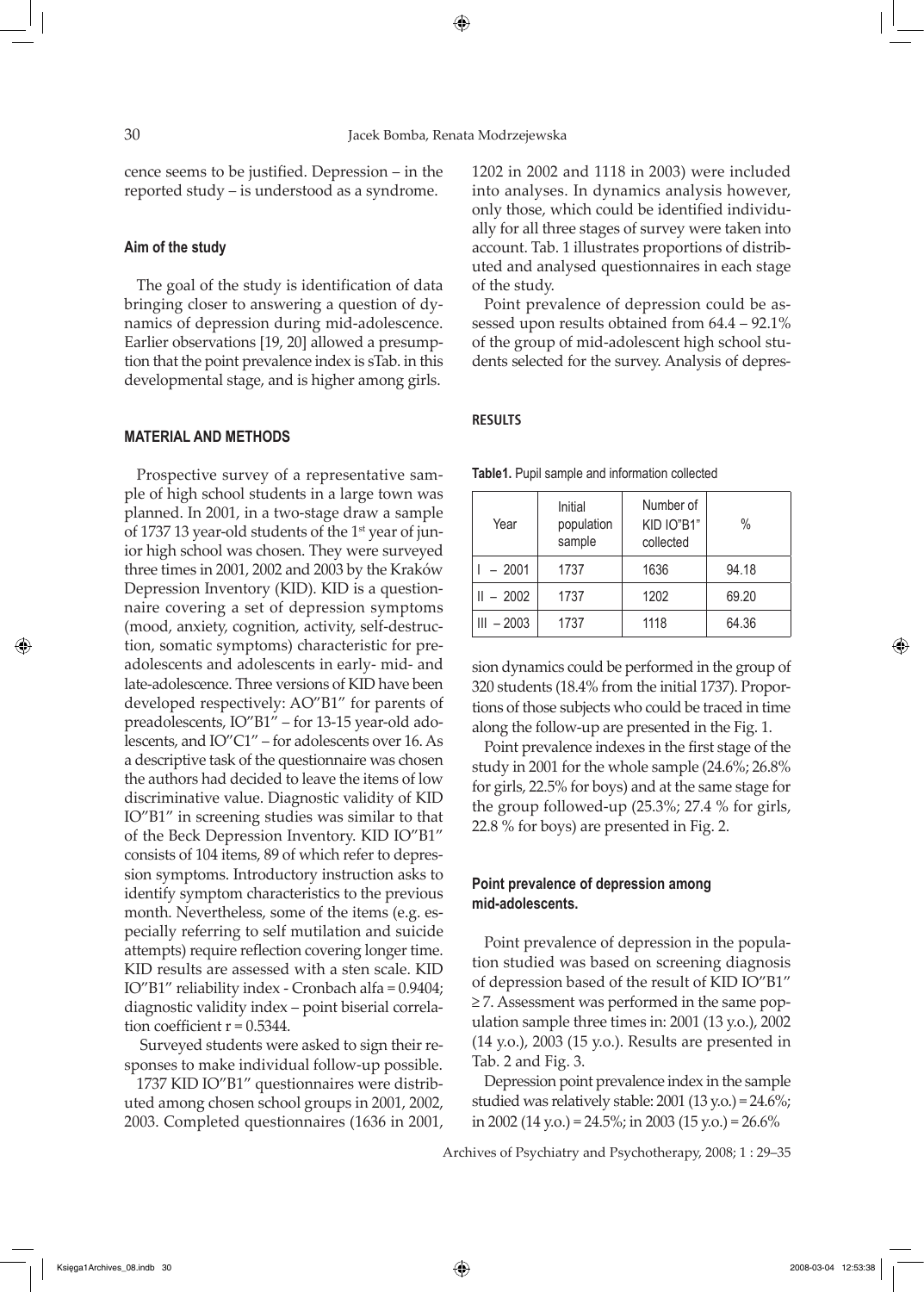cence seems to be justified. Depression – in the reported study – is understood as a syndrome.

### Aim of the study

The goal of the study is identification of data bringing closer to answering a question of dynamics of depression during mid-adolescence. Earlier observations [19, 20] allowed a presumption that the point prevalence index is sTab. in this developmental stage, and is higher among girls.

## MATERIAL AND METHODS

Prospective survey of a representative sample of high school students in a large town was planned. In 2001, in a two-stage draw a sample of 1737 13 year-old students of the 1st year of junior high school was chosen. They were surveyed three times in 2001, 2002 and 2003 by the Kraków Depression Inventory (KID). KID is a questionnaire covering a set of depression symptoms (mood, anxiety, cognition, activity, self-destruction, somatic symptoms) characteristic for preadolescents and adolescents in early- mid- and late-adolescence. Three versions of KID have been developed respectively: AO"B1" for parents of preadolescents, IO"B1" – for 13-15 year-old adolescents, and IO"C1" – for adolescents over 16. As a descriptive task of the questionnaire was chosen the authors had decided to leave the items of low discriminative value. Diagnostic validity of KID IO"B1" in screening studies was similar to that of the Beck Depression Inventory. KID IO"B1" consists of 104 items, 89 of which refer to depression symptoms. Introductory instruction asks to identify symptom characteristics to the previous month. Nevertheless, some of the items (e.g. especially referring to self mutilation and suicide attempts) require reflection covering longer time. KID results are assessed with a sten scale. KID IO"B1" reliability index - Cronbach alfa = 0.9404; diagnostic validity index – point biserial correlation coefficient r = 0.5344.

Surveyed students were asked to sign their responses to make individual follow-up possible.

1737 KID IO"B1" questionnaires were distributed among chosen school groups in 2001, 2002, 2003. Completed questionnaires (1636 in 2001, 1202 in 2002 and 1118 in 2003) were included into analyses. In dynamics analysis however, only those, which could be identified individually for all three stages of survey were taken into account. Tab. 1 illustrates proportions of distributed and analysed questionnaires in each stage of the study.

Point prevalence of depression could be assessed upon results obtained from 64.4 – 92.1% of the group of mid-adolescent high school students selected for the survey. Analysis of depression dynamics could be performed in the group of 320 students (18.4% from the initial 1737). Proportions of those subjects who could be traced in time along the follow-up are presented in the Fig. 1.

## RESULTS

**Table1.** Pupil sample and information collected

| Year | Initial population sample | Number of KID IO"B1" collected | % |
|---|---|---|---|
| I – 2001 | 1737 | 1636 | 94.18 |
| II – 2002 | 1737 | 1202 | 69.20 |
| III – 2003 | 1737 | 1118 | 64.36 |

Point prevalence indexes in the first stage of the study in 2001 for the whole sample (24.6%; 26.8% for girls, 22.5% for boys) and at the same stage for the group followed-up (25.3%; 27.4 % for girls, 22.8 % for boys) are presented in Fig. 2.

### Point prevalence of depression among mid-adolescents.

Point prevalence of depression in the population studied was based on screening diagnosis of depression based of the result of KID IO"B1" ≥ 7. Assessment was performed in the same population sample three times in: 2001 (13 y.o.), 2002 (14 y.o.), 2003 (15 y.o.). Results are presented in Tab. 2 and Fig. 3.

Depression point prevalence index in the sample studied was relatively stable: 2001 (13 y.o.) = 24.6%; in 2002 (14 y.o.) = 24.5%; in 2003 (15 y.o.) = 26.6%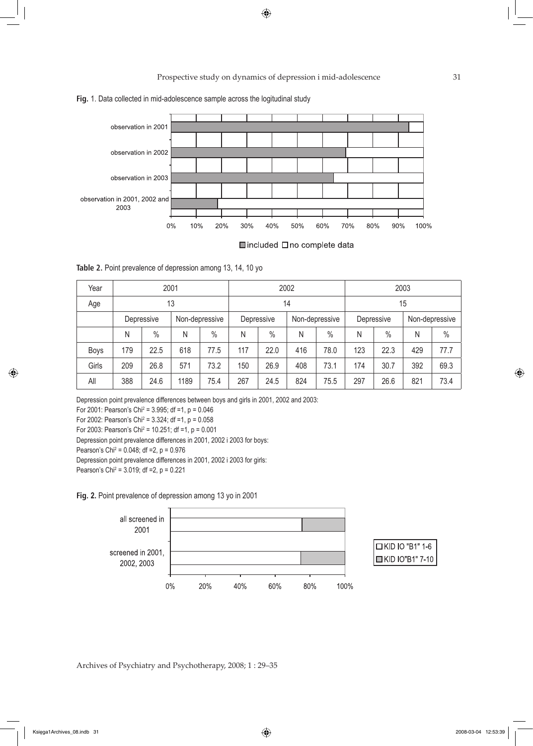**Fig.** 1. Data collected in mid-adolescence sample across the logitudinal study

observation in 2001

observation in 2002

observation in 2003

observation in 2001, 2002 and 2003

0% 10% 20% 30% 40% 50% 60% 70% 80% 90% 100%

included no complete data

**Table 2.** Point prevalence of depression among 13, 14, 10 yo

| Year | 2001 | | | | 2002 | | | | 2003 | | | |
|---|---|---|---|---|---|---|---|---|---|---|---|---|
| Age | 13 | | | | 14 | | | | 15 | | | |
| | Depressive | | Non-depressive | | Depressive | | Non-depressive | | Depressive | | Non-depressive | |
| | N | % | N | % | N | % | N | % | N | % | N | % |
| Boys | 179 | 22.5 | 618 | 77.5 | 117 | 22.0 | 416 | 78.0 | 123 | 22.3 | 429 | 77.7 |
| Girls | 209 | 26.8 | 571 | 73.2 | 150 | 26.9 | 408 | 73.1 | 174 | 30.7 | 392 | 69.3 |
| All | 388 | 24.6 | 1189 | 75.4 | 267 | 24.5 | 824 | 75.5 | 297 | 26.6 | 821 | 73.4 |

Depression point prevalence differences between boys and girls in 2001, 2002 and 2003:

For 2001: Pearson's $Chi^2 = 3.995$; df =1, p = 0.046

For 2002: Pearson's $Chi^2 = 3.324$; df =1, p = 0.058

For 2003: Pearson's $Chi^2 = 10.251$; df =1, p = 0.001

Depression point prevalence differences in 2001, 2002 i 2003 for boys:

Pearson's $Chi^2 = 0.048$; df =2, p = 0.976

Depression point prevalence differences in 2001, 2002 i 2003 for girls:

Pearson's $Chi^2 = 3.019$; df =2, p = 0.221

**Fig. 2.** Point prevalence of depression among 13 yo in 2001

all screened in 2001

screened in 2001, 2002, 2003

0% 20% 40% 60% 80% 100%

KID IO "B1" 1-6

KID IO"B1" 7-10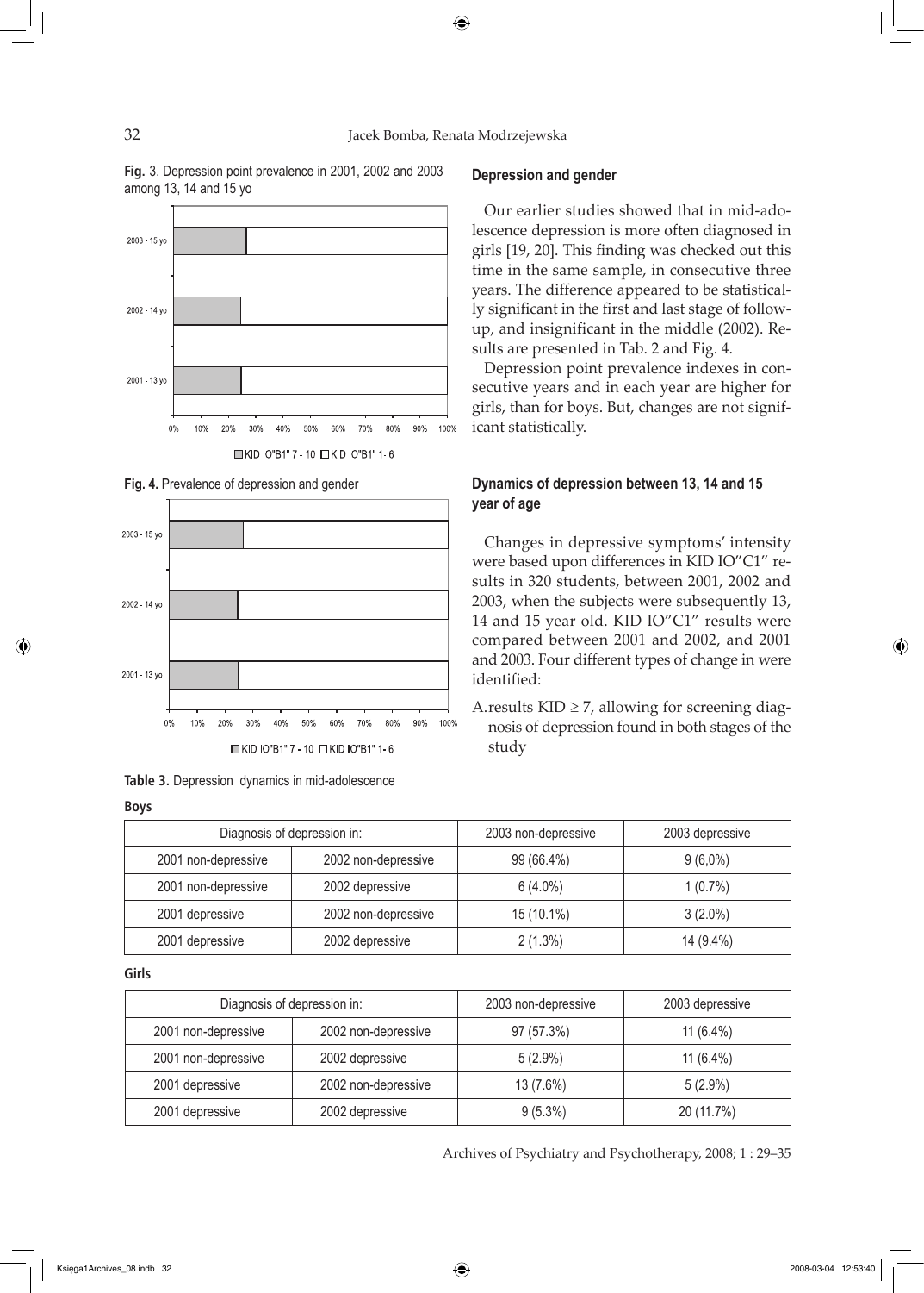**Fig.** 3. Depression point prevalence in 2001, 2002 and 2003 among 13, 14 and 15 yo

2003 - 15 yo
2002 - 14 yo
2001 - 13 yo
0% 10% 20% 30% 40% 50% 60% 70% 80% 90% 100%
KID IO"B1" 7 - 10 KID IO"B1" 1- 6

**Fig. 4.** Prevalence of depression and gender

2003 - 15 yo
2002 - 14 yo
2001 - 13 yo
0% 10% 20% 30% 40% 50% 60% 70% 80% 90% 100%
KID IO"B1" 7 - 10 KID IO"B1" 1- 6

### Depression and gender

Our earlier studies showed that in mid-adolescence depression is more often diagnosed in girls [19, 20]. This finding was checked out this time in the same sample, in consecutive three years. The difference appeared to be statistically significant in the first and last stage of follow-up, and insignificant in the middle (2002). Results are presented in Tab. 2 and Fig. 4.

Depression point prevalence indexes in consecutive years and in each year are higher for girls, than for boys. But, changes are not significant statistically.

### Dynamics of depression between 13, 14 and 15 year of age

Changes in depressive symptoms' intensity were based upon differences in KID IO"C1" results in 320 students, between 2001, 2002 and 2003, when the subjects were subsequently 13, 14 and 15 year old. KID IO"C1" results were compared between 2001 and 2002, and 2001 and 2003. Four different types of change in were identified:

A. results KID $\geq 7$, allowing for screening diagnosis of depression found in both stages of the study

**Table 3.** Depression dynamics in mid-adolescence

**Boys**

| Diagnosis of depression in: | | 2003 non-depressive | 2003 depressive |
|---|---|---|---|
| 2001 non-depressive | 2002 non-depressive | 99 (66.4%) | 9 (6,0%) |
| 2001 non-depressive | 2002 depressive | 6 (4.0%) | 1 (0.7%) |
| 2001 depressive | 2002 non-depressive | 15 (10.1%) | 3 (2.0%) |
| 2001 depressive | 2002 depressive | 2 (1.3%) | 14 (9.4%) |

**Girls**

| Diagnosis of depression in: | | 2003 non-depressive | 2003 depressive |
|---|---|---|---|
| 2001 non-depressive | 2002 non-depressive | 97 (57.3%) | 11 (6.4%) |
| 2001 non-depressive | 2002 depressive | 5 (2.9%) | 11 (6.4%) |
| 2001 depressive | 2002 non-depressive | 13 (7.6%) | 5 (2.9%) |
| 2001 depressive | 2002 depressive | 9 (5.3%) | 20 (11.7%) |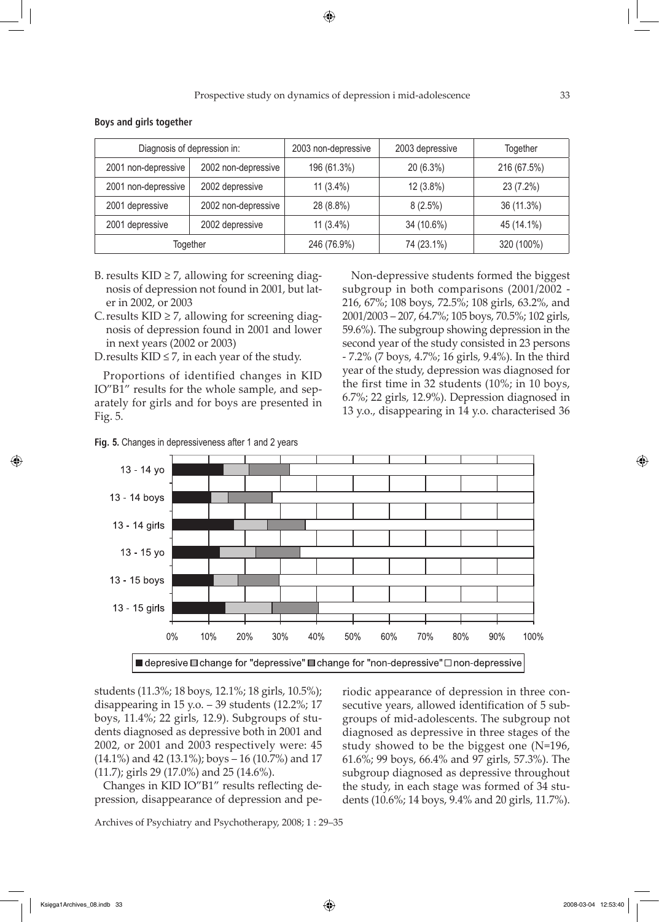**Boys and girls together**

| Diagnosis of depression in: | | 2003 non-depressive | 2003 depressive | Together |
|---|---|---|---|---|
| 2001 non-depressive | 2002 non-depressive | 196 (61.3%) | 20 (6.3%) | 216 (67.5%) |
| 2001 non-depressive | 2002 depressive | 11 (3.4%) | 12 (3.8%) | 23 (7.2%) |
| 2001 depressive | 2002 non-depressive | 28 (8.8%) | 8 (2.5%) | 36 (11.3%) |
| 2001 depressive | 2002 depressive | 11 (3.4%) | 34 (10.6%) | 45 (14.1%) |
| Together | | 246 (76.9%) | 74 (23.1%) | 320 (100%) |

B. results KID ≥ 7, allowing for screening diagnosis of depression not found in 2001, but later in 2002, or 2003

C. results KID ≥ 7, allowing for screening diagnosis of depression found in 2001 and lower in next years (2002 or 2003)

D. results KID ≤ 7, in each year of the study.

Proportions of identified changes in KID IO"B1" results for the whole sample, and separately for girls and for boys are presented in Fig. 5.

Non-depressive students formed the biggest subgroup in both comparisons (2001/2002 - 216, 67%; 108 boys, 72.5%; 108 girls, 63.2%, and 2001/2003 – 207, 64.7%; 105 boys, 70.5%; 102 girls, 59.6%). The subgroup showing depression in the second year of the study consisted in 23 persons - 7.2% (7 boys, 4.7%; 16 girls, 9.4%). In the third year of the study, depression was diagnosed for the first time in 32 students (10%; in 10 boys, 6.7%; 22 girls, 12.9%). Depression diagnosed in 13 y.o., disappearing in 14 y.o. characterised 36 students (11.3%; 18 boys, 12.1%; 18 girls, 10.5%); disappearing in 15 y.o. – 39 students (12.2%; 17 boys, 11.4%; 22 girls, 12.9). Subgroups of students diagnosed as depressive both in 2001 and 2002, or 2001 and 2003 respectively were: 45 (14.1%) and 42 (13.1%); boys – 16 (10.7%) and 17 (11.7); girls 29 (17.0%) and 25 (14.6%).

**Fig. 5.** Changes in depressiveness after 1 and 2 years

13 - 14 yo
13 - 14 boys
13 - 14 girls
13 - 15 yo
13 - 15 boys
13 - 15 girls

0% 10% 20% 30% 40% 50% 60% 70% 80% 90% 100%

■ depressive ■ change for "depressive" ■ change for "non-depressive" □ non-depressive

Changes in KID IO"B1" results reflecting depression, disappearance of depression and periodic appearance of depression in three consecutive years, allowed identification of 5 subgroups of mid-adolescents. The subgroup not diagnosed as depressive in three stages of the study showed to be the biggest one (N=196, 61.6%; 99 boys, 66.4% and 97 girls, 57.3%). The subgroup diagnosed as depressive throughout the study, in each stage was formed of 34 students (10.6%; 14 boys, 9.4% and 20 girls, 11.7%).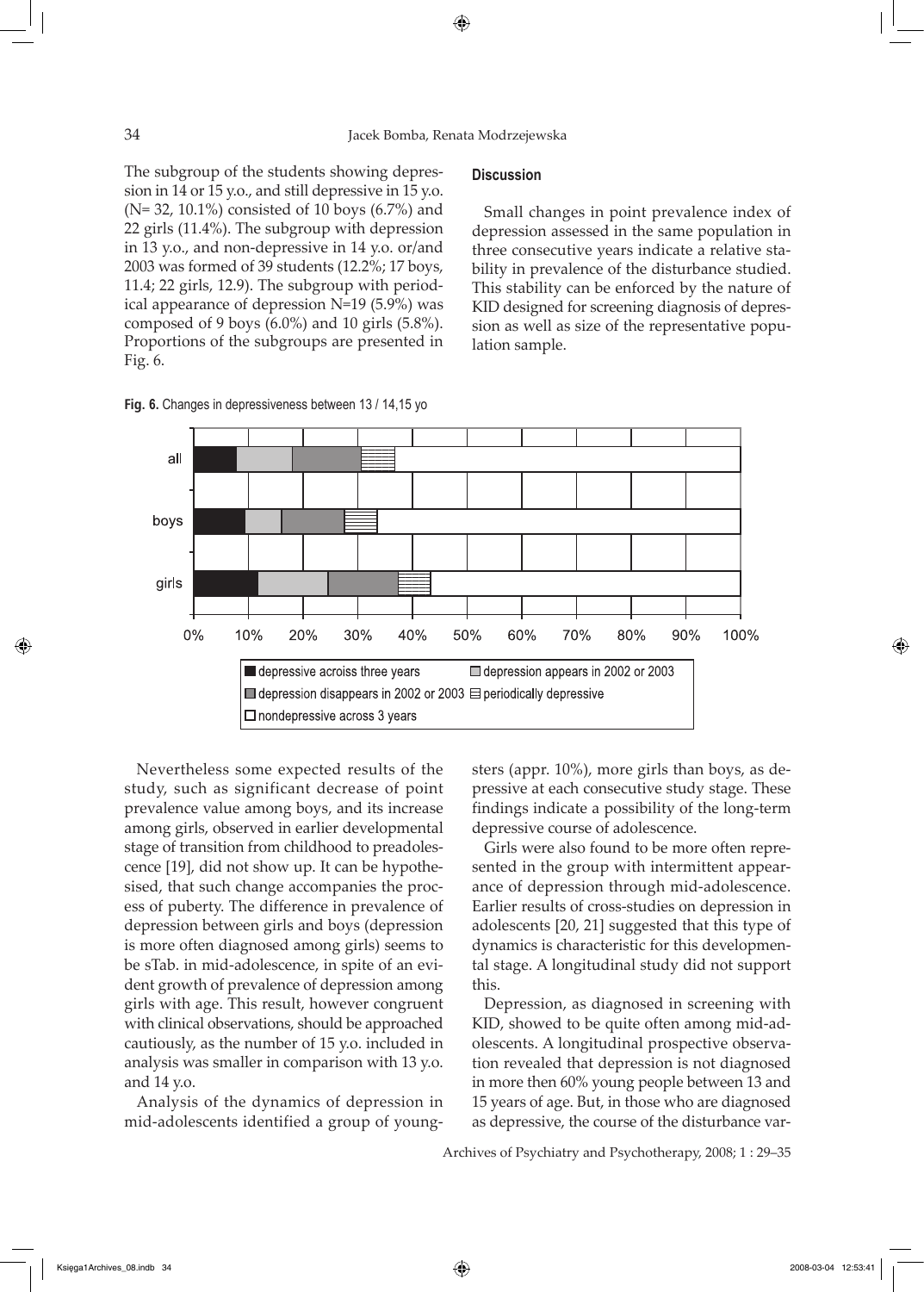The subgroup of the students showing depression in 14 or 15 y.o., and still depressive in 15 y.o. (N= 32, 10.1%) consisted of 10 boys (6.7%) and 22 girls (11.4%). The subgroup with depression in 13 y.o., and non-depressive in 14 y.o. or/and 2003 was formed of 39 students (12.2%; 17 boys, 11.4; 22 girls, 12.9). The subgroup with periodical appearance of depression N=19 (5.9%) was composed of 9 boys (6.0%) and 10 girls (5.8%). Proportions of the subgroups are presented in Fig. 6.

**Fig. 6.** Changes in depressiveness between 13 / 14,15 yo

all

boys

girls

0% 10% 20% 30% 40% 50% 60% 70% 80% 90% 100%

depressive acroiss three years

depression appears in 2002 or 2003

depression disappears in 2002 or 2003

periodically depressive

nondepressive across 3 years

## Discussion

Small changes in point prevalence index of depression assessed in the same population in three consecutive years indicate a relative stability in prevalence of the disturbance studied. This stability can be enforced by the nature of KID designed for screening diagnosis of depression as well as size of the representative population sample.

Nevertheless some expected results of the study, such as significant decrease of point prevalence value among boys, and its increase among girls, observed in earlier developmental stage of transition from childhood to preadolescence [19], did not show up. It can be hypothesised, that such change accompanies the process of puberty. The difference in prevalence of depression between girls and boys (depression is more often diagnosed among girls) seems to be sTab. in mid-adolescence, in spite of an evident growth of prevalence of depression among girls with age. This result, however congruent with clinical observations, should be approached cautiously, as the number of 15 y.o. included in analysis was smaller in comparison with 13 y.o. and 14 y.o.

Analysis of the dynamics of depression in mid-adolescents identified a group of youngsters (appr. 10%), more girls than boys, as depressive at each consecutive study stage. These findings indicate a possibility of the long-term depressive course of adolescence.

Girls were also found to be more often represented in the group with intermittent appearance of depression through mid-adolescence. Earlier results of cross-studies on depression in adolescents [20, 21] suggested that this type of dynamics is characteristic for this developmental stage. A longitudinal study did not support this.

Depression, as diagnosed in screening with KID, showed to be quite often among mid-adolescents. A longitudinal prospective observation revealed that depression is not diagnosed in more then 60% young people between 13 and 15 years of age. But, in those who are diagnosed as depressive, the course of the disturbance var-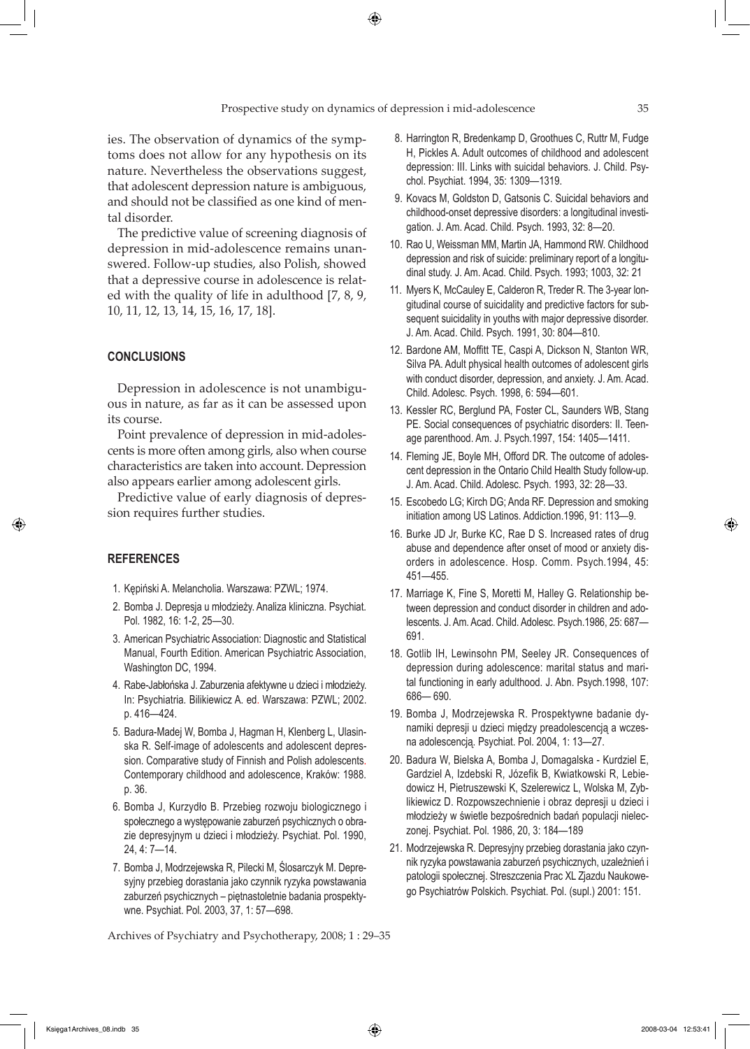ies. The observation of dynamics of the symptoms does not allow for any hypothesis on its nature. Nevertheless the observations suggest, that adolescent depression nature is ambiguous, and should not be classified as one kind of mental disorder.

The predictive value of screening diagnosis of depression in mid-adolescence remains unanswered. Follow-up studies, also Polish, showed that a depressive course in adolescence is related with the quality of life in adulthood [7, 8, 9, 10, 11, 12, 13, 14, 15, 16, 17, 18].

## CONCLUSIONS

Depression in adolescence is not unambiguous in nature, as far as it can be assessed upon its course.

Point prevalence of depression in mid-adolescents is more often among girls, also when course characteristics are taken into account. Depression also appears earlier among adolescent girls.

Predictive value of early diagnosis of depression requires further studies.

## REFERENCES

1. Kępiński A. Melancholia. Warszawa: PZWL; 1974.
2. Bomba J. Depresja u młodzieży. Analiza kliniczna. Psychiat. Pol. 1982, 16: 1-2, 25—30.
3. American Psychiatric Association: Diagnostic and Statistical Manual, Fourth Edition. American Psychiatric Association, Washington DC, 1994.
4. Rabe-Jabłońska J. Zaburzenia afektywne u dzieci i młodzieży. In: Psychiatria. Bilikiewicz A. ed. Warszawa: PZWL; 2002. p. 416—424.
5. Badura-Madej W, Bomba J, Hagman H, Klenberg L, Ulasinska R. Self-image of adolescents and adolescent depression. Comparative study of Finnish and Polish adolescents. Contemporary childhood and adolescence, Kraków: 1988. p. 36.
6. Bomba J, Kurzydło B. Przebieg rozwoju biologicznego i społecznego a występowanie zaburzeń psychicznych o obrazie depresyjnym u dzieci i młodzieży. Psychiat. Pol. 1990, 24, 4: 7—14.
7. Bomba J, Modrzejewska R, Pilecki M, Ślosarczyk M. Depresyjny przebieg dorastania jako czynnik ryzyka powstawania zaburzeń psychicznych – piętnastoletnie badania prospektywne. Psychiat. Pol. 2003, 37, 1: 57—698.
8. Harrington R, Bredenkamp D, Groothues C, Ruttr M, Fudge H, Pickles A. Adult outcomes of childhood and adolescent depression: III. Links with suicidal behaviors. J. Child. Psychol. Psychiat. 1994, 35: 1309—1319.
9. Kovacs M, Goldston D, Gatsonis C. Suicidal behaviors and childhood-onset depressive disorders: a longitudinal investigation. J. Am. Acad. Child. Psych. 1993, 32: 8—20.
10. Rao U, Weissman MM, Martin JA, Hammond RW. Childhood depression and risk of suicide: preliminary report of a longitudinal study. J. Am. Acad. Child. Psych. 1993; 1003, 32: 21
11. Myers K, McCauley E, Calderon R, Treder R. The 3-year longitudinal course of suicidality and predictive factors for subsequent suicidality in youths with major depressive disorder. J. Am. Acad. Child. Psych. 1991, 30: 804—810.
12. Bardone AM, Moffitt TE, Caspi A, Dickson N, Stanton WR, Silva PA. Adult physical health outcomes of adolescent girls with conduct disorder, depression, and anxiety. J. Am. Acad. Child. Adolesc. Psych. 1998, 6: 594—601.
13. Kessler RC, Berglund PA, Foster CL, Saunders WB, Stang PE. Social consequences of psychiatric disorders: II. Teenage parenthood. Am. J. Psych.1997, 154: 1405—1411.
14. Fleming JE, Boyle MH, Offord DR. The outcome of adolescent depression in the Ontario Child Health Study follow-up. J. Am. Acad. Child. Adolesc. Psych. 1993, 32: 28—33.
15. Escobedo LG; Kirch DG; Anda RF. Depression and smoking initiation among US Latinos. Addiction.1996, 91: 113—9.
16. Burke JD Jr, Burke KC, Rae D S. Increased rates of drug abuse and dependence after onset of mood or anxiety disorders in adolescence. Hosp. Comm. Psych.1994, 45: 451—455.
17. Marriage K, Fine S, Moretti M, Halley G. Relationship between depression and conduct disorder in children and adolescents. J. Am. Acad. Child. Adolesc. Psych.1986, 25: 687—691.
18. Gotlib IH, Lewinsohn PM, Seeley JR. Consequences of depression during adolescence: marital status and marital functioning in early adulthood. J. Abn. Psych.1998, 107: 686— 690.
19. Bomba J, Modrzejewska R. Prospektywne badanie dynamiki depresji u dzieci między preadolescencją a wczesna adolescencją. Psychiat. Pol. 2004, 1: 13—27.
20. Badura W, Bielska A, Bomba J, Domagalska - Kurdziel E, Gardziel A, Izdebski R, Józefik B, Kwiatkowski R, Lebiedowicz H, Pietruszewski K, Szelerewicz L, Wolska M, Zyblikiewicz D. Rozpowszechnienie i obraz depresji u dzieci i młodzieży w świetle bezpośrednich badań populacji nieleczonej. Psychiat. Pol. 1986, 20, 3: 184—189
21. Modrzejewska R. Depresyjny przebieg dorastania jako czynnik ryzyka powstawania zaburzeń psychicznych, uzależnień i patologii społecznej. Streszczenia Prac XL Zjazdu Naukowego Psychiatrów Polskich. Psychiat. Pol. (supl.) 2001: 151.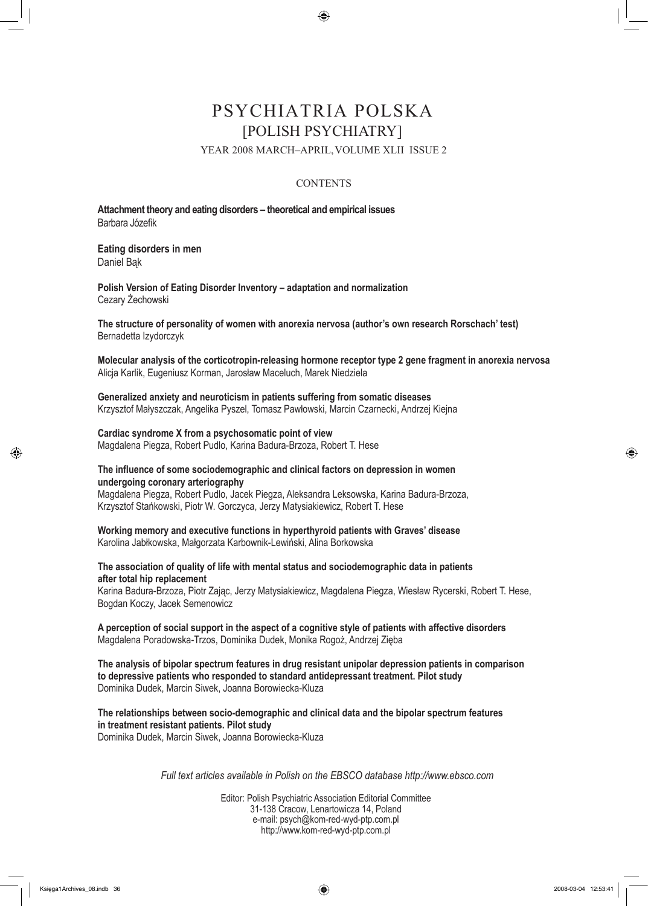# PSYCHIATRIA POLSKA
## [POLISH PSYCHIATRY]

YEAR 2008 MARCH–APRIL, VOLUME XLII ISSUE 2

CONTENTS

**Attachment theory and eating disorders – theoretical and empirical issues**
Barbara Józefik

**Eating disorders in men**
Daniel Bąk

**Polish Version of Eating Disorder Inventory – adaptation and normalization**
Cezary Żechowski

**The structure of personality of women with anorexia nervosa (author's own research Rorschach' test)**
Bernadetta Izydorczyk

**Molecular analysis of the corticotropin-releasing hormone receptor type 2 gene fragment in anorexia nervosa**
Alicja Karlik, Eugeniusz Korman, Jarosław Maceluch, Marek Niedziela

**Generalized anxiety and neuroticism in patients suffering from somatic diseases**
Krzysztof Małyszczak, Angelika Pyszel, Tomasz Pawłowski, Marcin Czarnecki, Andrzej Kiejna

**Cardiac syndrome X from a psychosomatic point of view**
Magdalena Piegza, Robert Pudlo, Karina Badura-Brzoza, Robert T. Hese

**The influence of some sociodemographic and clinical factors on depression in women undergoing coronary arteriography**
Magdalena Piegza, Robert Pudlo, Jacek Piegza, Aleksandra Leksowska, Karina Badura-Brzoza, Krzysztof Stańkowski, Piotr W. Gorczyca, Jerzy Matysiakiewicz, Robert T. Hese

**Working memory and executive functions in hyperthyroid patients with Graves' disease**
Karolina Jabłkowska, Małgorzata Karbownik-Lewiński, Alina Borkowska

**The association of quality of life with mental status and sociodemographic data in patients after total hip replacement**
Karina Badura-Brzoza, Piotr Zając, Jerzy Matysiakiewicz, Magdalena Piegza, Wiesław Rycerski, Robert T. Hese, Bogdan Koczy, Jacek Semenowicz

**A perception of social support in the aspect of a cognitive style of patients with affective disorders**
Magdalena Poradowska-Trzos, Dominika Dudek, Monika Rogoż, Andrzej Zięba

**The analysis of bipolar spectrum features in drug resistant unipolar depression patients in comparison to depressive patients who responded to standard antidepressant treatment. Pilot study**
Dominika Dudek, Marcin Siwek, Joanna Borowiecka-Kluza

**The relationships between socio-demographic and clinical data and the bipolar spectrum features in treatment resistant patients. Pilot study**
Dominika Dudek, Marcin Siwek, Joanna Borowiecka-Kluza

*Full text articles available in Polish on the EBSCO database http://www.ebsco.com*

Editor: Polish Psychiatric Association Editorial Committee
31-138 Cracow, Lenartowicza 14, Poland
e-mail: psych@kom-red-wyd-ptp.com.pl
http://www.kom-red-wyd-ptp.com.pl